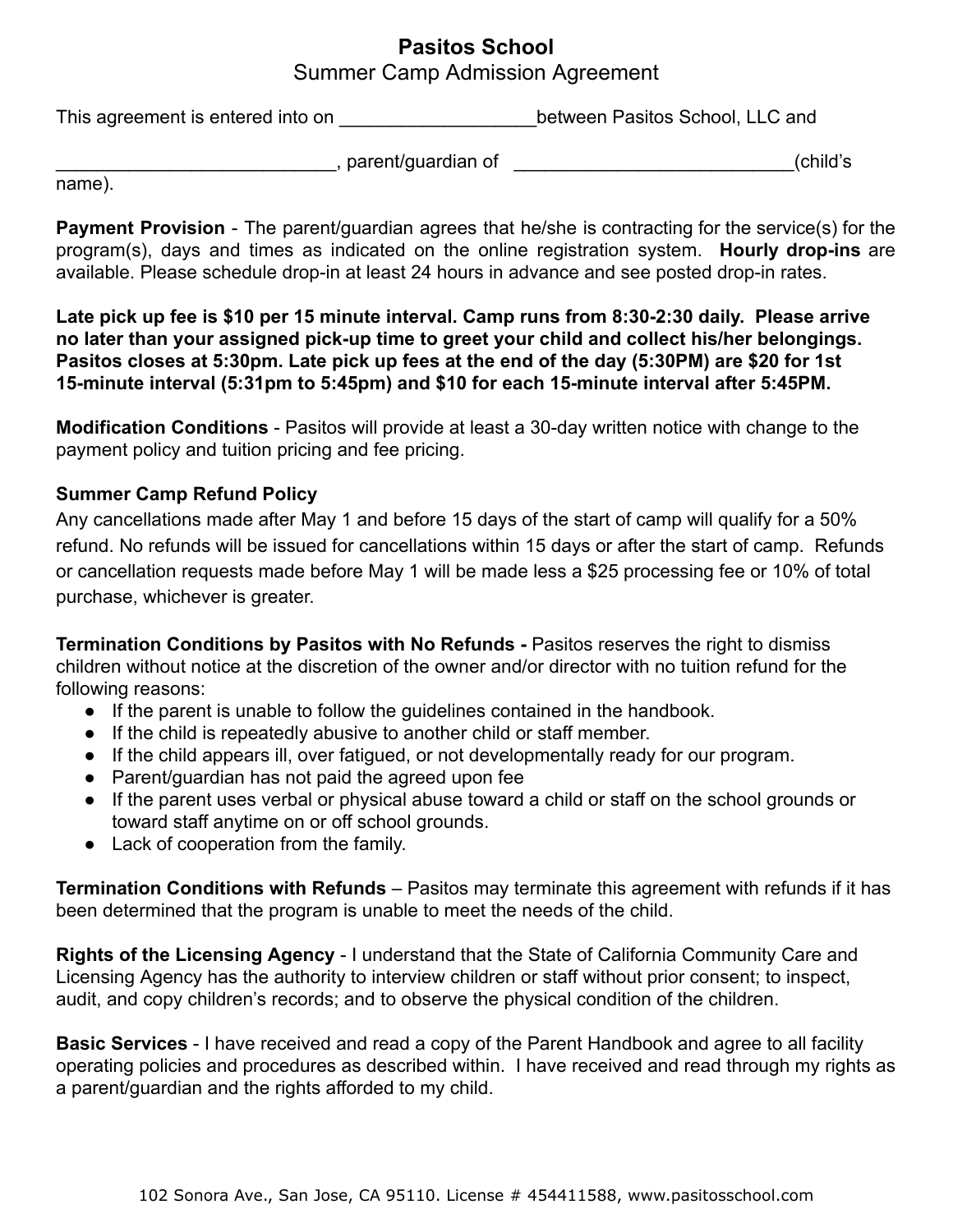# Pasitos School

## Summer Camp Admission Agreement

This agreement is entered into on ___________________between Pasitos School, LLC and

__________________________, parent/guardian of __________________________(child's name).

**Payment Provision** - The parent/guardian agrees that he/she is contracting for the service(s) for the program(s), days and times as indicated on the online registration system. **Hourly drop-ins** are available. Please schedule drop-in at least 24 hours in advance and see posted drop-in rates.

**Late pick up fee is $10 per 15 minute interval. Camp runs from 8:30-2:30 daily. Please arrive no later than your assigned pick-up time to greet your child and collect his/her belongings. Pasitos closes at 5:30pm. Late pick up fees at the end of the day (5:30PM) are $20 for 1st 15-minute interval (5:31pm to 5:45pm) and $10 for each 15-minute interval after 5:45PM.**

**Modification Conditions** - Pasitos will provide at least a 30-day written notice with change to the payment policy and tuition pricing and fee pricing.

**Summer Camp Refund Policy**

Any cancellations made after May 1 and before 15 days of the start of camp will qualify for a 50% refund. No refunds will be issued for cancellations within 15 days or after the start of camp. Refunds or cancellation requests made before May 1 will be made less a $25 processing fee or 10% of total purchase, whichever is greater.

**Termination Conditions by Pasitos with No Refunds -** Pasitos reserves the right to dismiss children without notice at the discretion of the owner and/or director with no tuition refund for the following reasons:

- If the parent is unable to follow the guidelines contained in the handbook.
- If the child is repeatedly abusive to another child or staff member.
- If the child appears ill, over fatigued, or not developmentally ready for our program.
- Parent/guardian has not paid the agreed upon fee
- If the parent uses verbal or physical abuse toward a child or staff on the school grounds or toward staff anytime on or off school grounds.
- Lack of cooperation from the family.

**Termination Conditions with Refunds** – Pasitos may terminate this agreement with refunds if it has been determined that the program is unable to meet the needs of the child.

**Rights of the Licensing Agency** - I understand that the State of California Community Care and Licensing Agency has the authority to interview children or staff without prior consent; to inspect, audit, and copy children's records; and to observe the physical condition of the children.

**Basic Services** - I have received and read a copy of the Parent Handbook and agree to all facility operating policies and procedures as described within. I have received and read through my rights as a parent/guardian and the rights afforded to my child.

102 Sonora Ave., San Jose, CA 95110. License # 454411588, www.pasitosschool.com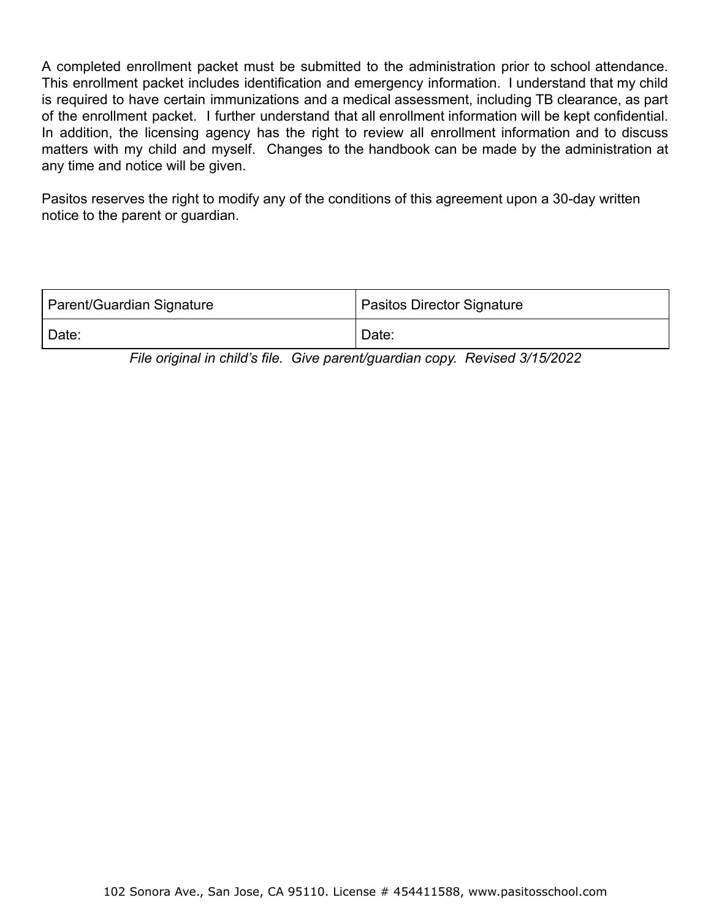A completed enrollment packet must be submitted to the administration prior to school attendance. This enrollment packet includes identification and emergency information. I understand that my child is required to have certain immunizations and a medical assessment, including TB clearance, as part of the enrollment packet. I further understand that all enrollment information will be kept confidential. In addition, the licensing agency has the right to review all enrollment information and to discuss matters with my child and myself. Changes to the handbook can be made by the administration at any time and notice will be given.

Pasitos reserves the right to modify any of the conditions of this agreement upon a 30-day written notice to the parent or guardian.

| | |
|---|---|
| Parent/Guardian Signature | Pasitos Director Signature |
| Date: | Date: |

*File original in child's file. Give parent/guardian copy. Revised 3/15/2022*

102 Sonora Ave., San Jose, CA 95110. License # 454411588, www.pasitosschool.com